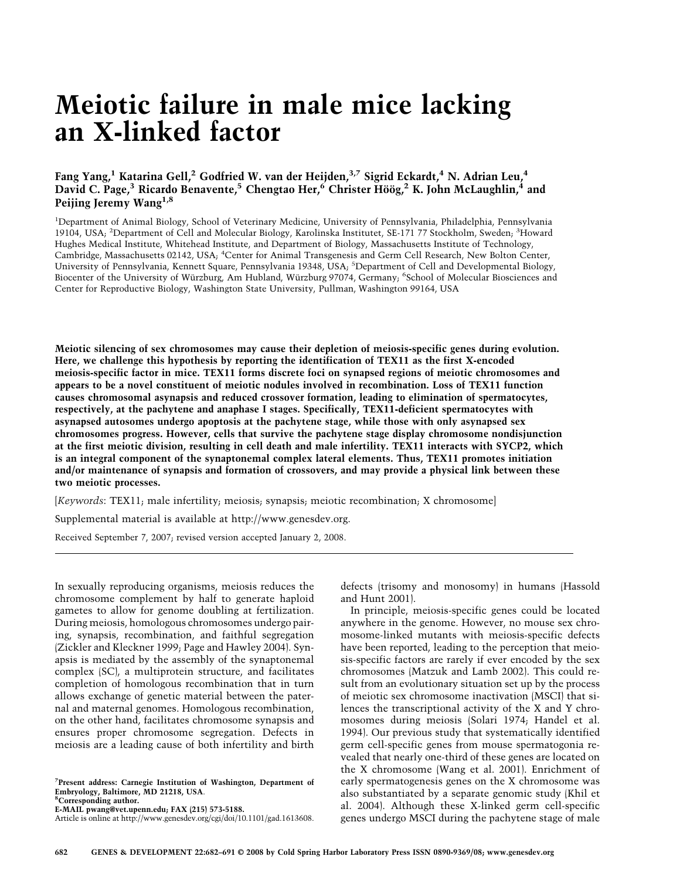# Meiotic failure in male mice lacking an X-linked factor

**Fang Yang,[1] Katarina Gell,[2] Godfried W. van der Heijden,[3,7] Sigrid Eckardt,[4] N. Adrian Leu,[4] David C. Page,[3] Ricardo Benavente,[5] Chengtao Her,[6] Christer Höög,[2] K. John McLaughlin,[4] and Peijing Jeremy Wang[1,8]**

[1]Department of Animal Biology, School of Veterinary Medicine, University of Pennsylvania, Philadelphia, Pennsylvania 19104, USA; [2]Department of Cell and Molecular Biology, Karolinska Institutet, SE-171 77 Stockholm, Sweden; [3]Howard Hughes Medical Institute, Whitehead Institute, and Department of Biology, Massachusetts Institute of Technology, Cambridge, Massachusetts 02142, USA; [4]Center for Animal Transgenesis and Germ Cell Research, New Bolton Center, University of Pennsylvania, Kennett Square, Pennsylvania 19348, USA; [5]Department of Cell and Developmental Biology, Biocenter of the University of Würzburg, Am Hubland, Würzburg 97074, Germany; [6]School of Molecular Biosciences and Center for Reproductive Biology, Washington State University, Pullman, Washington 99164, USA

**Meiotic silencing of sex chromosomes may cause their depletion of meiosis-specific genes during evolution. Here, we challenge this hypothesis by reporting the identification of TEX11 as the first X-encoded meiosis-specific factor in mice. TEX11 forms discrete foci on synapsed regions of meiotic chromosomes and appears to be a novel constituent of meiotic nodules involved in recombination. Loss of TEX11 function causes chromosomal asynapsis and reduced crossover formation, leading to elimination of spermatocytes, respectively, at the pachytene and anaphase I stages. Specifically, TEX11-deficient spermatocytes with asynapsed autosomes undergo apoptosis at the pachytene stage, while those with only asynapsed sex chromosomes progress. However, cells that survive the pachytene stage display chromosome nondisjunction at the first meiotic division, resulting in cell death and male infertility. TEX11 interacts with SYCP2, which is an integral component of the synaptonemal complex lateral elements. Thus, TEX11 promotes initiation and/or maintenance of synapsis and formation of crossovers, and may provide a physical link between these two meiotic processes.**

[*Keywords*: TEX11; male infertility; meiosis; synapsis; meiotic recombination; X chromosome]

Supplemental material is available at http://www.genesdev.org.

Received September 7, 2007; revised version accepted January 2, 2008.

---

In sexually reproducing organisms, meiosis reduces the chromosome complement by half to generate haploid gametes to allow for genome doubling at fertilization. During meiosis, homologous chromosomes undergo pairing, synapsis, recombination, and faithful segregation (Zickler and Kleckner 1999; Page and Hawley 2004). Synapsis is mediated by the assembly of the synaptonemal complex (SC), a multiprotein structure, and facilitates completion of homologous recombination that in turn allows exchange of genetic material between the paternal and maternal genomes. Homologous recombination, on the other hand, facilitates chromosome synapsis and ensures proper chromosome segregation. Defects in meiosis are a leading cause of both infertility and birth defects (trisomy and monosomy) in humans (Hassold and Hunt 2001).

In principle, meiosis-specific genes could be located anywhere in the genome. However, no mouse sex chromosome-linked mutants with meiosis-specific defects have been reported, leading to the perception that meiosis-specific factors are rarely if ever encoded by the sex chromosomes (Matzuk and Lamb 2002). This could result from an evolutionary situation set up by the process of meiotic sex chromosome inactivation (MSCI) that silences the transcriptional activity of the X and Y chromosomes during meiosis (Solari 1974; Handel et al. 1994). Our previous study that systematically identified germ cell-specific genes from mouse spermatogonia revealed that nearly one-third of these genes are located on the X chromosome (Wang et al. 2001). Enrichment of early spermatogenesis genes on the X chromosome was also substantiated by a separate genomic study (Khil et al. 2004). Although these X-linked germ cell-specific genes undergo MSCI during the pachytene stage of male

[7]Present address: Carnegie Institution of Washington, Department of Embryology, Baltimore, MD 21218, USA.
[8]Corresponding author.
E-MAIL pwang@vet.upenn.edu; FAX (215) 573-5188.
Article is online at http://www.genesdev.org/cgi/doi/10.1101/gad.1613608.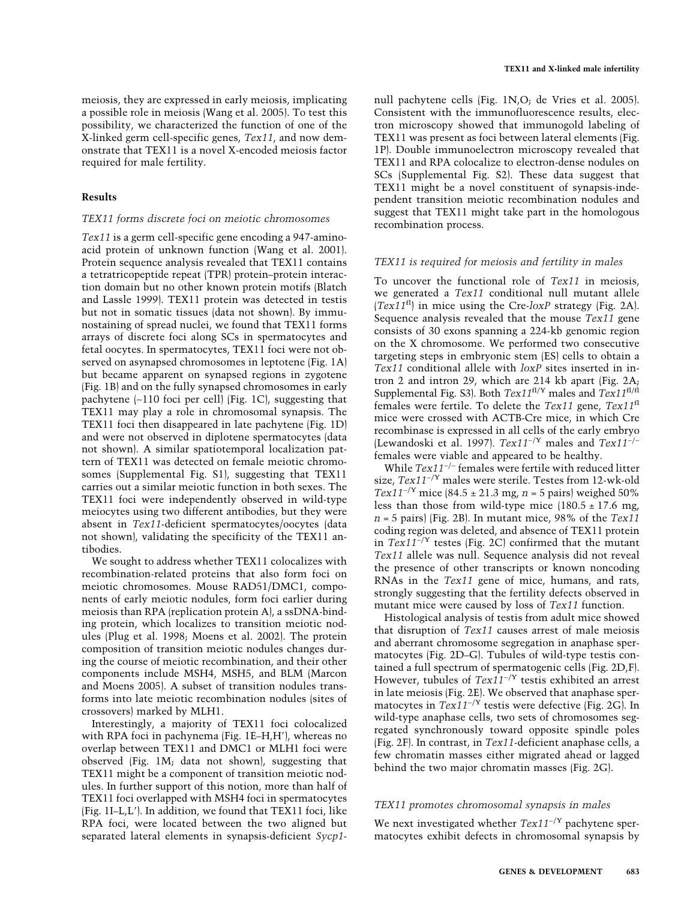meiosis, they are expressed in early meiosis, implicating a possible role in meiosis (Wang et al. 2005). To test this possibility, we characterized the function of one of the X-linked germ cell-specific genes, *Tex11*, and now demonstrate that TEX11 is a novel X-encoded meiosis factor required for male fertility.

## Results

### *TEX11 forms discrete foci on meiotic chromosomes*

*Tex11* is a germ cell-specific gene encoding a 947-amino-acid protein of unknown function (Wang et al. 2001). Protein sequence analysis revealed that TEX11 contains a tetratricopeptide repeat (TPR) protein–protein interaction domain but no other known protein motifs (Blatch and Lassle 1999). TEX11 protein was detected in testis but not in somatic tissues (data not shown). By immunostaining of spread nuclei, we found that TEX11 forms arrays of discrete foci along SCs in spermatocytes and fetal oocytes. In spermatocytes, TEX11 foci were not observed on asynapsed chromosomes in leptotene (Fig. 1A) but became apparent on synapsed regions in zygotene (Fig. 1B) and on the fully synapsed chromosomes in early pachytene (~110 foci per cell) (Fig. 1C), suggesting that TEX11 may play a role in chromosomal synapsis. The TEX11 foci then disappeared in late pachytene (Fig. 1D) and were not observed in diplotene spermatocytes (data not shown). A similar spatiotemporal localization pattern of TEX11 was detected on female meiotic chromosomes (Supplemental Fig. S1), suggesting that TEX11 carries out a similar meiotic function in both sexes. The TEX11 foci were independently observed in wild-type meiocytes using two different antibodies, but they were absent in *Tex11*-deficient spermatocytes/oocytes (data not shown), validating the specificity of the TEX11 antibodies.

We sought to address whether TEX11 colocalizes with recombination-related proteins that also form foci on meiotic chromosomes. Mouse RAD51/DMC1, components of early meiotic nodules, form foci earlier during meiosis than RPA (replication protein A), a ssDNA-binding protein, which localizes to transition meiotic nodules (Plug et al. 1998; Moens et al. 2002). The protein composition of transition meiotic nodules changes during the course of meiotic recombination, and their other components include MSH4, MSH5, and BLM (Marcon and Moens 2005). A subset of transition nodules transforms into late meiotic recombination nodules (sites of crossovers) marked by MLH1.

Interestingly, a majority of TEX11 foci colocalized with RPA foci in pachynema (Fig. 1E–H,H′), whereas no overlap between TEX11 and DMC1 or MLH1 foci were observed (Fig. 1M; data not shown), suggesting that TEX11 might be a component of transition meiotic nodules. In further support of this notion, more than half of TEX11 foci overlapped with MSH4 foci in spermatocytes (Fig. 1I–L,L′). In addition, we found that TEX11 foci, like RPA foci, were located between the two aligned but separated lateral elements in synapsis-deficient *Sycp1*-null pachytene cells (Fig. 1N,O; de Vries et al. 2005). Consistent with the immunofluorescence results, electron microscopy showed that immunogold labeling of TEX11 was present as foci between lateral elements (Fig. 1P). Double immunoelectron microscopy revealed that TEX11 and RPA colocalize to electron-dense nodules on SCs (Supplemental Fig. S2). These data suggest that TEX11 might be a novel constituent of synapsis-independent transition meiotic recombination nodules and suggest that TEX11 might take part in the homologous recombination process.

### *TEX11 is required for meiosis and fertility in males*

To uncover the functional role of *Tex11* in meiosis, we generated a *Tex11* conditional null mutant allele ($Tex11^{fl}$) in mice using the Cre-*loxP* strategy (Fig. 2A). Sequence analysis revealed that the mouse *Tex11* gene consists of 30 exons spanning a 224-kb genomic region on the X chromosome. We performed two consecutive targeting steps in embryonic stem (ES) cells to obtain a *Tex11* conditional allele with *loxP* sites inserted in intron 2 and intron 29, which are 214 kb apart (Fig. 2A; Supplemental Fig. S3). Both $Tex11^{fl/Y}$ males and $Tex11^{fl/fl}$ females were fertile. To delete the *Tex11* gene, $Tex11^{fl}$ mice were crossed with ACTB-Cre mice, in which Cre recombinase is expressed in all cells of the early embryo (Lewandoski et al. 1997). $Tex11^{-/Y}$ males and $Tex11^{-/-}$ females were viable and appeared to be healthy.

While $Tex11^{-/-}$ females were fertile with reduced litter size, $Tex11^{-/Y}$ males were sterile. Testes from 12-wk-old $Tex11^{-/Y}$ mice (84.5 ± 21.3 mg, $n$ = 5 pairs) weighed 50% less than those from wild-type mice (180.5 ± 17.6 mg, $n$ = 5 pairs) (Fig. 2B). In mutant mice, 98% of the *Tex11* coding region was deleted, and absence of TEX11 protein in $Tex11^{-/Y}$ testes (Fig. 2C) confirmed that the mutant *Tex11* allele was null. Sequence analysis did not reveal the presence of other transcripts or known noncoding RNAs in the *Tex11* gene of mice, humans, and rats, strongly suggesting that the fertility defects observed in mutant mice were caused by loss of *Tex11* function.

Histological analysis of testis from adult mice showed that disruption of *Tex11* causes arrest of male meiosis and aberrant chromosome segregation in anaphase spermatocytes (Fig. 2D–G). Tubules of wild-type testis contained a full spectrum of spermatogenic cells (Fig. 2D,F). However, tubules of $Tex11^{-/Y}$ testis exhibited an arrest in late meiosis (Fig. 2E). We observed that anaphase spermatocytes in $Tex11^{-/Y}$ testis were defective (Fig. 2G). In wild-type anaphase cells, two sets of chromosomes segregated synchronously toward opposite spindle poles (Fig. 2F). In contrast, in *Tex11*-deficient anaphase cells, a few chromatin masses either migrated ahead or lagged behind the two major chromatin masses (Fig. 2G).

### *TEX11 promotes chromosomal synapsis in males*

We next investigated whether $Tex11^{-/Y}$ pachytene spermatocytes exhibit defects in chromosomal synapsis by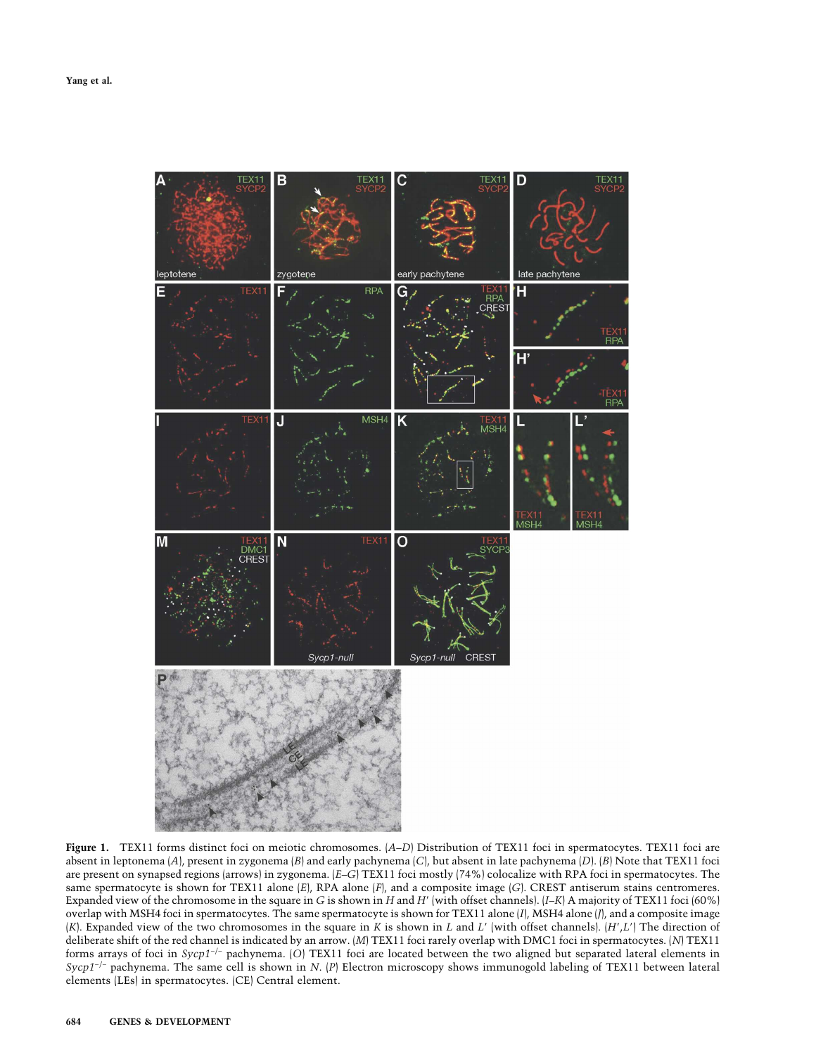**Figure 1.** TEX11 forms distinct foci on meiotic chromosomes. (*A*–*D*) Distribution of TEX11 foci in spermatocytes. TEX11 foci are absent in leptonema (*A*), present in zygonema (*B*) and early pachynema (*C*), but absent in late pachynema (*D*). (*B*) Note that TEX11 foci are present on synapsed regions (arrows) in zygonema. (*E*–*G*) TEX11 foci mostly (74%) colocalize with RPA foci in spermatocytes. The same spermatocyte is shown for TEX11 alone (*E*), RPA alone (*F*), and a composite image (*G*). CREST antiserum stains centromeres. Expanded view of the chromosome in the square in *G* is shown in *H* and *H*′ (with offset channels). (*I*–*K*) A majority of TEX11 foci (60%) overlap with MSH4 foci in spermatocytes. The same spermatocyte is shown for TEX11 alone (*I*), MSH4 alone (*J*), and a composite image (*K*). Expanded view of the two chromosomes in the square in *K* is shown in *L* and *L*′ (with offset channels). (*H*′,*L*′) The direction of deliberate shift of the red channel is indicated by an arrow. (*M*) TEX11 foci rarely overlap with DMC1 foci in spermatocytes. (*N*) TEX11 forms arrays of foci in *Sycp1*$^{-/-}$ pachynema. (*O*) TEX11 foci are located between the two aligned but separated lateral elements in *Sycp1*$^{-/-}$ pachynema. The same cell is shown in *N*. (*P*) Electron microscopy shows immunogold labeling of TEX11 between lateral elements (LEs) in spermatocytes. (CE) Central element.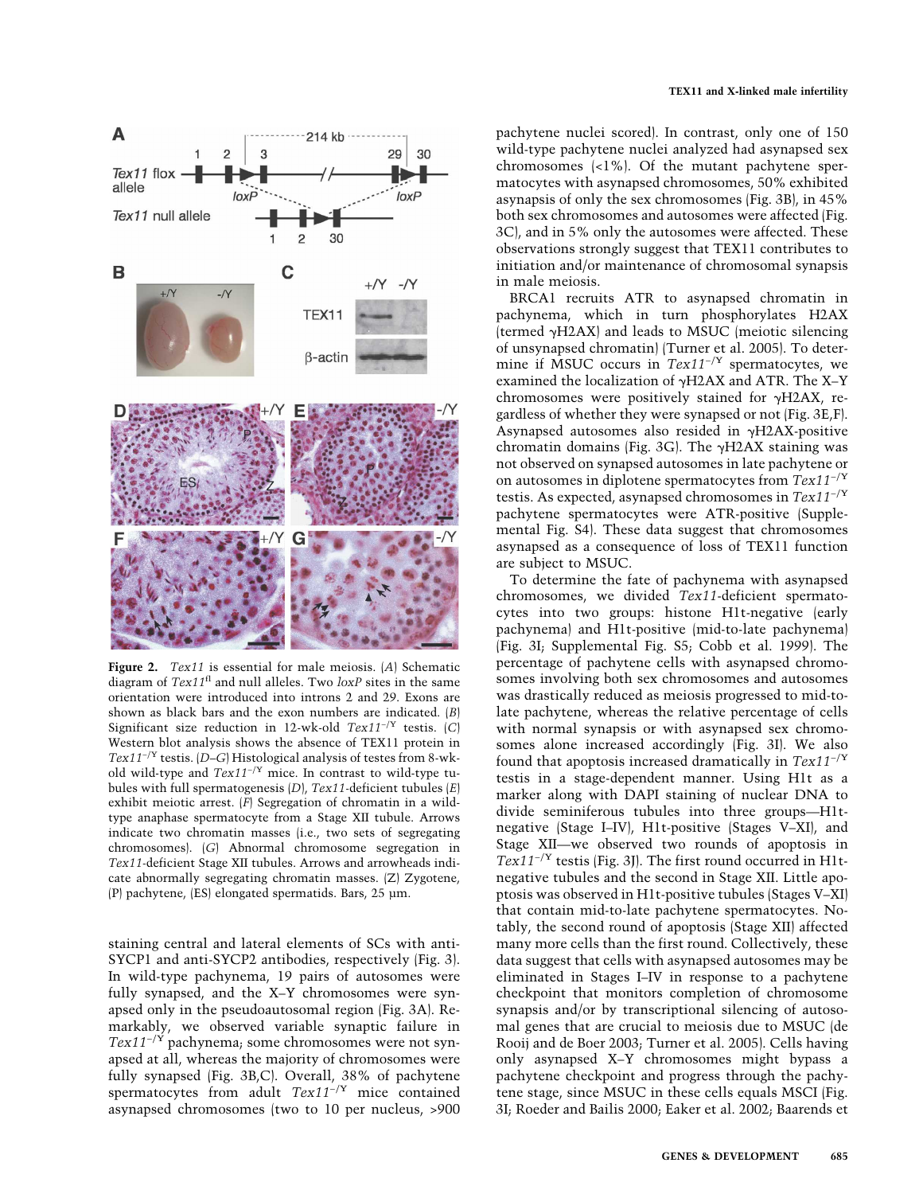**Figure 2.** *Tex11* is essential for male meiosis. (*A*) Schematic diagram of $Tex11^{fl}$ and null alleles. Two *loxP* sites in the same orientation were introduced into introns 2 and 29. Exons are shown as black bars and the exon numbers are indicated. (*B*) Significant size reduction in 12-wk-old $Tex11^{-/Y}$ testis. (*C*) Western blot analysis shows the absence of TEX11 protein in $Tex11^{-/Y}$ testis. (*D–G*) Histological analysis of testes from 8-wk-old wild-type and $Tex11^{-/Y}$ mice. In contrast to wild-type tubules with full spermatogenesis (*D*), *Tex11*-deficient tubules (*E*) exhibit meiotic arrest. (*F*) Segregation of chromatin in a wild-type anaphase spermatocyte from a Stage XII tubule. Arrows indicate two chromatin masses (i.e., two sets of segregating chromosomes). (*G*) Abnormal chromosome segregation in *Tex11*-deficient Stage XII tubules. Arrows and arrowheads indicate abnormally segregating chromatin masses. (Z) Zygotene, (P) pachytene, (ES) elongated spermatids. Bars, 25 µm.

staining central and lateral elements of SCs with anti-SYCP1 and anti-SYCP2 antibodies, respectively (Fig. 3). In wild-type pachynema, 19 pairs of autosomes were fully synapsed, and the X–Y chromosomes were synapsed only in the pseudoautosomal region (Fig. 3A). Remarkably, we observed variable synaptic failure in $Tex11^{-/Y}$ pachynema; some chromosomes were not synapsed at all, whereas the majority of chromosomes were fully synapsed (Fig. 3B,C). Overall, 38% of pachytene spermatocytes from adult $Tex11^{-/Y}$ mice contained asynapsed chromosomes (two to 10 per nucleus, >900 pachytene nuclei scored). In contrast, only one of 150 wild-type pachytene nuclei analyzed had asynapsed sex chromosomes (<1%). Of the mutant pachytene spermatocytes with asynapsed chromosomes, 50% exhibited asynapsis of only the sex chromosomes (Fig. 3B), in 45% both sex chromosomes and autosomes were affected (Fig. 3C), and in 5% only the autosomes were affected. These observations strongly suggest that TEX11 contributes to initiation and/or maintenance of chromosomal synapsis in male meiosis.

BRCA1 recruits ATR to asynapsed chromatin in pachynema, which in turn phosphorylates H2AX (termed γH2AX) and leads to MSUC (meiotic silencing of unsynapsed chromatin) (Turner et al. 2005). To determine if MSUC occurs in $Tex11^{-/Y}$ spermatocytes, we examined the localization of γH2AX and ATR. The X–Y chromosomes were positively stained for γH2AX, regardless of whether they were synapsed or not (Fig. 3E,F). Asynapsed autosomes also resided in γH2AX-positive chromatin domains (Fig. 3G). The γH2AX staining was not observed on synapsed autosomes in late pachytene or on autosomes in diplotene spermatocytes from $Tex11^{-/Y}$ testis. As expected, asynapsed chromosomes in $Tex11^{-/Y}$ pachytene spermatocytes were ATR-positive (Supplemental Fig. S4). These data suggest that chromosomes asynapsed as a consequence of loss of TEX11 function are subject to MSUC.

To determine the fate of pachynema with asynapsed chromosomes, we divided *Tex11*-deficient spermatocytes into two groups: histone H1t-negative (early pachynema) and H1t-positive (mid-to-late pachynema) (Fig. 3I; Supplemental Fig. S5; Cobb et al. 1999). The percentage of pachytene cells with asynapsed chromosomes involving both sex chromosomes and autosomes was drastically reduced as meiosis progressed to mid-to-late pachytene, whereas the relative percentage of cells with normal synapsis or with asynapsed sex chromosomes alone increased accordingly (Fig. 3I). We also found that apoptosis increased dramatically in $Tex11^{-/Y}$ testis in a stage-dependent manner. Using H1t as a marker along with DAPI staining of nuclear DNA to divide seminiferous tubules into three groups—H1t-negative (Stage I–IV), H1t-positive (Stages V–XI), and Stage XII—we observed two rounds of apoptosis in $Tex11^{-/Y}$ testis (Fig. 3J). The first round occurred in H1t-negative tubules and the second in Stage XII. Little apoptosis was observed in H1t-positive tubules (Stages V–XI) that contain mid-to-late pachytene spermatocytes. Notably, the second round of apoptosis (Stage XII) affected many more cells than the first round. Collectively, these data suggest that cells with asynapsed autosomes may be eliminated in Stages I–IV in response to a pachytene checkpoint that monitors completion of chromosome synapsis and/or by transcriptional silencing of autosomal genes that are crucial to meiosis due to MSUC (de Rooij and de Boer 2003; Turner et al. 2005). Cells having only asynapsed X–Y chromosomes might bypass a pachytene checkpoint and progress through the pachytene stage, since MSUC in these cells equals MSCI (Fig. 3I; Roeder and Bailis 2000; Eaker et al. 2002; Baarends et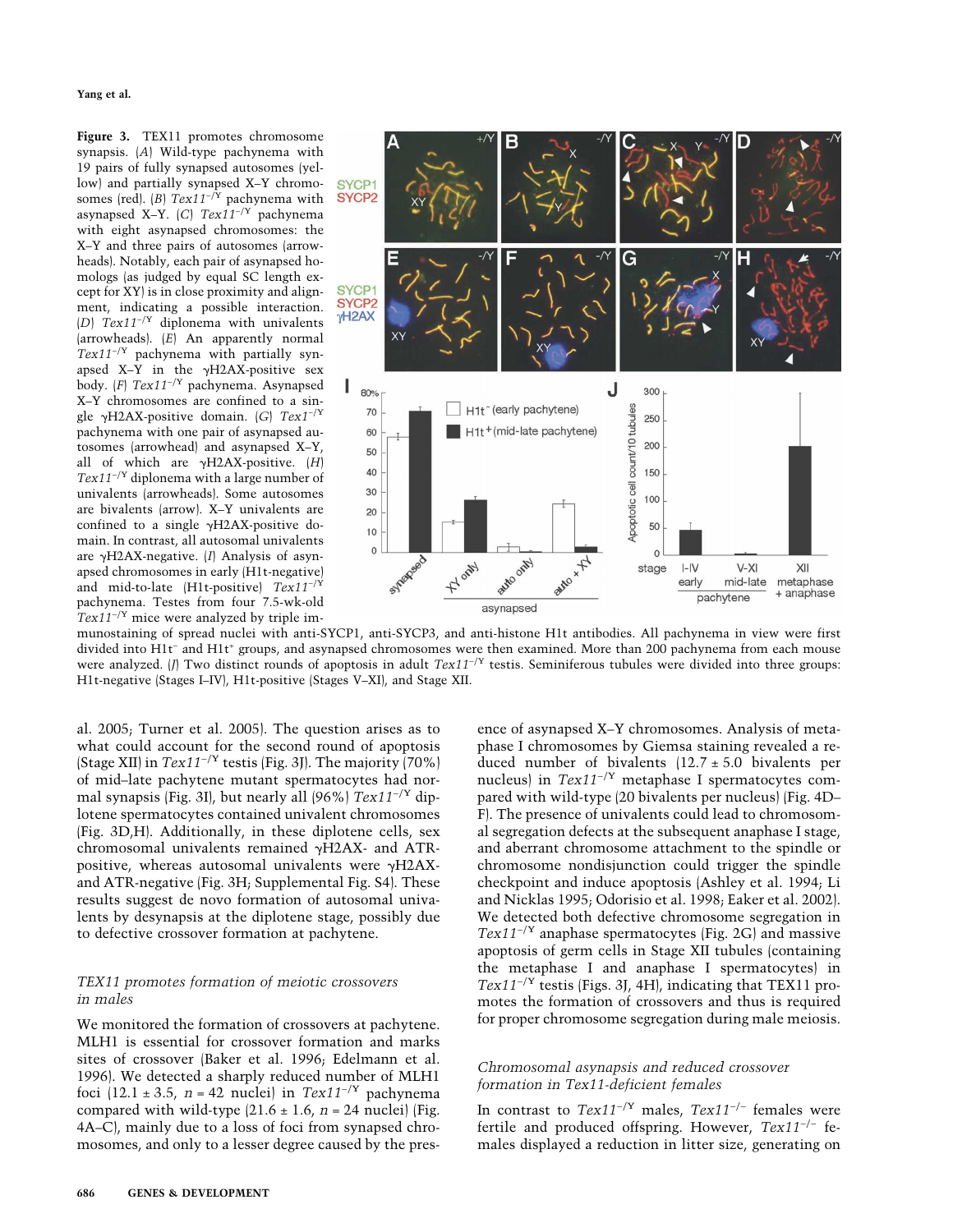**Figure 3.** TEX11 promotes chromosome synapsis. (*A*) Wild-type pachynema with 19 pairs of fully synapsed autosomes (yellow) and partially synapsed X–Y chromosomes (red). (*B*) *Tex11*$^{-/Y}$ pachynema with asynapsed X–Y. (*C*) *Tex11*$^{-/Y}$ pachynema with eight asynapsed chromosomes: the X–Y and three pairs of autosomes (arrowheads). Notably, each pair of asynapsed homologs (as judged by equal SC length except for XY) is in close proximity and alignment, indicating a possible interaction. (*D*) *Tex11*$^{-/Y}$ diplonema with univalents (arrowheads). (*E*) An apparently normal *Tex11*$^{-/Y}$ pachynema with partially synapsed X–Y in the γH2AX-positive sex body. (*F*) *Tex11*$^{-/Y}$ pachynema. Asynapsed X–Y chromosomes are confined to a single γH2AX-positive domain. (*G*) *Tex1*$^{-/Y}$ pachynema with one pair of asynapsed autosomes (arrowhead) and asynapsed X–Y, all of which are γH2AX-positive. (*H*) *Tex11*$^{-/Y}$ diplonema with a large number of univalents (arrowheads). Some autosomes are bivalents (arrow). X–Y univalents are confined to a single γH2AX-positive domain. In contrast, all autosomal univalents are γH2AX-negative. (*I*) Analysis of asynapsed chromosomes in early (H1t-negative) and mid-to-late (H1t-positive) *Tex11*$^{-/Y}$ pachynema. Testes from four 7.5-wk-old *Tex11*$^{-/Y}$ mice were analyzed by triple immunostaining of spread nuclei with anti-SYCP1, anti-SYCP3, and anti-histone H1t antibodies. All pachynema in view were first divided into H1t$^{-}$ and H1t$^{+}$ groups, and asynapsed chromosomes were then examined. More than 200 pachynema from each mouse were analyzed. (*J*) Two distinct rounds of apoptosis in adult *Tex11*$^{-/Y}$ testis. Seminiferous tubules were divided into three groups: H1t-negative (Stages I–IV), H1t-positive (Stages V–XI), and Stage XII.

al. 2005; Turner et al. 2005). The question arises as to what could account for the second round of apoptosis (Stage XII) in *Tex11*$^{-/Y}$ testis (Fig. 3J). The majority (70%) of mid–late pachytene mutant spermatocytes had normal synapsis (Fig. 3I), but nearly all (96%) *Tex11*$^{-/Y}$ diplotene spermatocytes contained univalent chromosomes (Fig. 3D,H). Additionally, in these diplotene cells, sex chromosomal univalents remained γH2AX- and ATR-positive, whereas autosomal univalents were γH2AX- and ATR-negative (Fig. 3H; Supplemental Fig. S4). These results suggest de novo formation of autosomal univalents by desynapsis at the diplotene stage, possibly due to defective crossover formation at pachytene.

### *TEX11 promotes formation of meiotic crossovers in males*

We monitored the formation of crossovers at pachytene. MLH1 is essential for crossover formation and marks sites of crossover (Baker et al. 1996; Edelmann et al. 1996). We detected a sharply reduced number of MLH1 foci (12.1 ± 3.5, $n = 42$ nuclei) in *Tex11*$^{-/Y}$ pachynema compared with wild-type (21.6 ± 1.6, $n = 24$ nuclei) (Fig. 4A–C), mainly due to a loss of foci from synapsed chromosomes, and only to a lesser degree caused by the presence of asynapsed X–Y chromosomes. Analysis of metaphase I chromosomes by Giemsa staining revealed a reduced number of bivalents (12.7 ± 5.0 bivalents per nucleus) in *Tex11*$^{-/Y}$ metaphase I spermatocytes compared with wild-type (20 bivalents per nucleus) (Fig. 4D–F). The presence of univalents could lead to chromosomal segregation defects at the subsequent anaphase I stage, and aberrant chromosome attachment to the spindle or chromosome nondisjunction could trigger the spindle checkpoint and induce apoptosis (Ashley et al. 1994; Li and Nicklas 1995; Odorisio et al. 1998; Eaker et al. 2002). We detected both defective chromosome segregation in *Tex11*$^{-/Y}$ anaphase spermatocytes (Fig. 2G) and massive apoptosis of germ cells in Stage XII tubules (containing the metaphase I and anaphase I spermatocytes) in *Tex11*$^{-/Y}$ testis (Figs. 3J, 4H), indicating that TEX11 promotes the formation of crossovers and thus is required for proper chromosome segregation during male meiosis.

### *Chromosomal asynapsis and reduced crossover formation in Tex11-deficient females*

In contrast to *Tex11*$^{-/Y}$ males, *Tex11*$^{-/-}$ females were fertile and produced offspring. However, *Tex11*$^{-/-}$ females displayed a reduction in litter size, generating on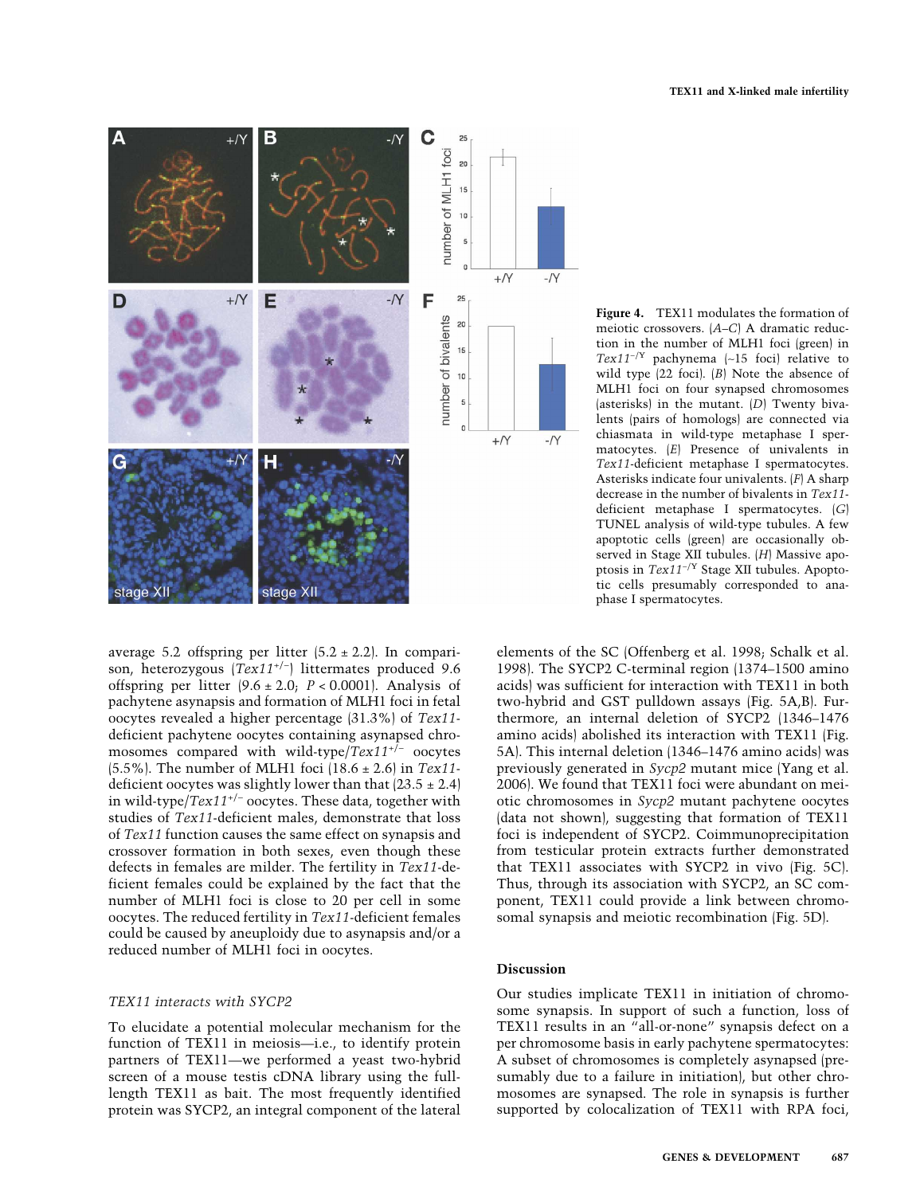**Figure 4.** TEX11 modulates the formation of meiotic crossovers. (*A–C*) A dramatic reduction in the number of MLH1 foci (green) in *Tex11*$^{-/Y}$ pachynema (~15 foci) relative to wild type (22 foci). (*B*) Note the absence of MLH1 foci on four synapsed chromosomes (asterisks) in the mutant. (*D*) Twenty bivalents (pairs of homologs) are connected via chiasmata in wild-type metaphase I spermatocytes. (*E*) Presence of univalents in *Tex11*-deficient metaphase I spermatocytes. Asterisks indicate four univalents. (*F*) A sharp decrease in the number of bivalents in *Tex11*-deficient metaphase I spermatocytes. (*G*) TUNEL analysis of wild-type tubules. A few apoptotic cells (green) are occasionally observed in Stage XII tubules. (*H*) Massive apoptosis in *Tex11*$^{-/Y}$ Stage XII tubules. Apoptotic cells presumably corresponded to anaphase I spermatocytes.

average 5.2 offspring per litter (5.2 ± 2.2). In comparison, heterozygous (*Tex11*$^{+/-}$) littermates produced 9.6 offspring per litter (9.6 ± 2.0; $P < 0.0001$). Analysis of pachytene asynapsis and formation of MLH1 foci in fetal oocytes revealed a higher percentage (31.3%) of *Tex11*-deficient pachytene oocytes containing asynapsed chromosomes compared with wild-type/*Tex11*$^{+/-}$ oocytes (5.5%). The number of MLH1 foci (18.6 ± 2.6) in *Tex11*-deficient oocytes was slightly lower than that (23.5 ± 2.4) in wild-type/*Tex11*$^{+/-}$ oocytes. These data, together with studies of *Tex11*-deficient males, demonstrate that loss of *Tex11* function causes the same effect on synapsis and crossover formation in both sexes, even though these defects in females are milder. The fertility in *Tex11*-deficient females could be explained by the fact that the number of MLH1 foci is close to 20 per cell in some oocytes. The reduced fertility in *Tex11*-deficient females could be caused by aneuploidy due to asynapsis and/or a reduced number of MLH1 foci in oocytes.

### *TEX11 interacts with SYCP2*

To elucidate a potential molecular mechanism for the function of TEX11 in meiosis—i.e., to identify protein partners of TEX11—we performed a yeast two-hybrid screen of a mouse testis cDNA library using the full-length TEX11 as bait. The most frequently identified protein was SYCP2, an integral component of the lateral elements of the SC (Offenberg et al. 1998; Schalk et al. 1998). The SYCP2 C-terminal region (1374–1500 amino acids) was sufficient for interaction with TEX11 in both two-hybrid and GST pulldown assays (Fig. 5A,B). Furthermore, an internal deletion of SYCP2 (1346–1476 amino acids) abolished its interaction with TEX11 (Fig. 5A). This internal deletion (1346–1476 amino acids) was previously generated in *Sycp2* mutant mice (Yang et al. 2006). We found that TEX11 foci were abundant on meiotic chromosomes in *Sycp2* mutant pachytene oocytes (data not shown), suggesting that formation of TEX11 foci is independent of SYCP2. Coimmunoprecipitation from testicular protein extracts further demonstrated that TEX11 associates with SYCP2 in vivo (Fig. 5C). Thus, through its association with SYCP2, an SC component, TEX11 could provide a link between chromosomal synapsis and meiotic recombination (Fig. 5D).

## Discussion

Our studies implicate TEX11 in initiation of chromosome synapsis. In support of such a function, loss of TEX11 results in an "all-or-none" synapsis defect on a per chromosome basis in early pachytene spermatocytes: A subset of chromosomes is completely asynapsed (presumably due to a failure in initiation), but other chromosomes are synapsed. The role in synapsis is further supported by colocalization of TEX11 with RPA foci,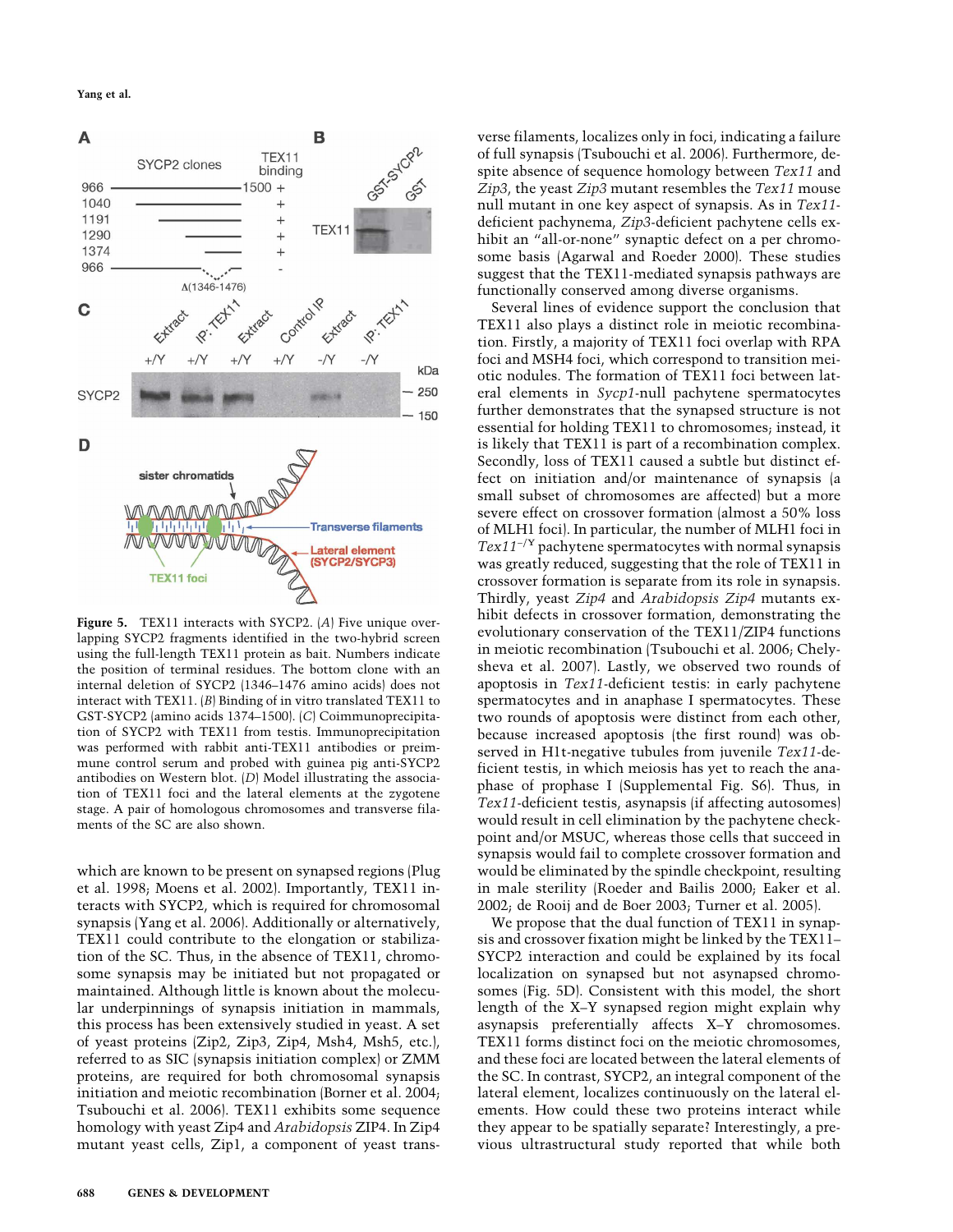**Figure 5.** TEX11 interacts with SYCP2. (*A*) Five unique overlapping SYCP2 fragments identified in the two-hybrid screen using the full-length TEX11 protein as bait. Numbers indicate the position of terminal residues. The bottom clone with an internal deletion of SYCP2 (1346–1476 amino acids) does not interact with TEX11. (*B*) Binding of in vitro translated TEX11 to GST-SYCP2 (amino acids 1374–1500). (*C*) Coimmunoprecipitation of SYCP2 with TEX11 from testis. Immunoprecipitation was performed with rabbit anti-TEX11 antibodies or preimmune control serum and probed with guinea pig anti-SYCP2 antibodies on Western blot. (*D*) Model illustrating the association of TEX11 foci and the lateral elements at the zygotene stage. A pair of homologous chromosomes and transverse filaments of the SC are also shown.

which are known to be present on synapsed regions (Plug et al. 1998; Moens et al. 2002). Importantly, TEX11 interacts with SYCP2, which is required for chromosomal synapsis (Yang et al. 2006). Additionally or alternatively, TEX11 could contribute to the elongation or stabilization of the SC. Thus, in the absence of TEX11, chromosome synapsis may be initiated but not propagated or maintained. Although little is known about the molecular underpinnings of synapsis initiation in mammals, this process has been extensively studied in yeast. A set of yeast proteins (Zip2, Zip3, Zip4, Msh4, Msh5, etc.), referred to as SIC (synapsis initiation complex) or ZMM proteins, are required for both chromosomal synapsis initiation and meiotic recombination (Borner et al. 2004; Tsubouchi et al. 2006). TEX11 exhibits some sequence homology with yeast Zip4 and *Arabidopsis* ZIP4. In Zip4 mutant yeast cells, Zip1, a component of yeast transverse filaments, localizes only in foci, indicating a failure of full synapsis (Tsubouchi et al. 2006). Furthermore, despite absence of sequence homology between *Tex11* and *Zip3*, the yeast *Zip3* mutant resembles the *Tex11* mouse null mutant in one key aspect of synapsis. As in *Tex11*-deficient pachynema, *Zip3*-deficient pachytene cells exhibit an "all-or-none" synaptic defect on a per chromosome basis (Agarwal and Roeder 2000). These studies suggest that the TEX11-mediated synapsis pathways are functionally conserved among diverse organisms.

Several lines of evidence support the conclusion that TEX11 also plays a distinct role in meiotic recombination. Firstly, a majority of TEX11 foci overlap with RPA foci and MSH4 foci, which correspond to transition meiotic nodules. The formation of TEX11 foci between lateral elements in *Sycp1*-null pachytene spermatocytes further demonstrates that the synapsed structure is not essential for holding TEX11 to chromosomes; instead, it is likely that TEX11 is part of a recombination complex. Secondly, loss of TEX11 caused a subtle but distinct effect on initiation and/or maintenance of synapsis (a small subset of chromosomes are affected) but a more severe effect on crossover formation (almost a 50% loss of MLH1 foci). In particular, the number of MLH1 foci in $Tex11^{-/Y}$ pachytene spermatocytes with normal synapsis was greatly reduced, suggesting that the role of TEX11 in crossover formation is separate from its role in synapsis. Thirdly, yeast *Zip4* and *Arabidopsis Zip4* mutants exhibit defects in crossover formation, demonstrating the evolutionary conservation of the TEX11/ZIP4 functions in meiotic recombination (Tsubouchi et al. 2006; Chelysheva et al. 2007). Lastly, we observed two rounds of apoptosis in *Tex11*-deficient testis: in early pachytene spermatocytes and in anaphase I spermatocytes. These two rounds of apoptosis were distinct from each other, because increased apoptosis (the first round) was observed in H1t-negative tubules from juvenile *Tex11*-deficient testis, in which meiosis has yet to reach the anaphase of prophase I (Supplemental Fig. S6). Thus, in *Tex11*-deficient testis, asynapsis (if affecting autosomes) would result in cell elimination by the pachytene checkpoint and/or MSUC, whereas those cells that succeed in synapsis would fail to complete crossover formation and would be eliminated by the spindle checkpoint, resulting in male sterility (Roeder and Bailis 2000; Eaker et al. 2002; de Rooij and de Boer 2003; Turner et al. 2005).

We propose that the dual function of TEX11 in synapsis and crossover fixation might be linked by the TEX11–SYCP2 interaction and could be explained by its focal localization on synapsed but not asynapsed chromosomes (Fig. 5D). Consistent with this model, the short length of the X–Y synapsed region might explain why asynapsis preferentially affects X–Y chromosomes. TEX11 forms distinct foci on the meiotic chromosomes, and these foci are located between the lateral elements of the SC. In contrast, SYCP2, an integral component of the lateral element, localizes continuously on the lateral elements. How could these two proteins interact while they appear to be spatially separate? Interestingly, a previous ultrastructural study reported that while both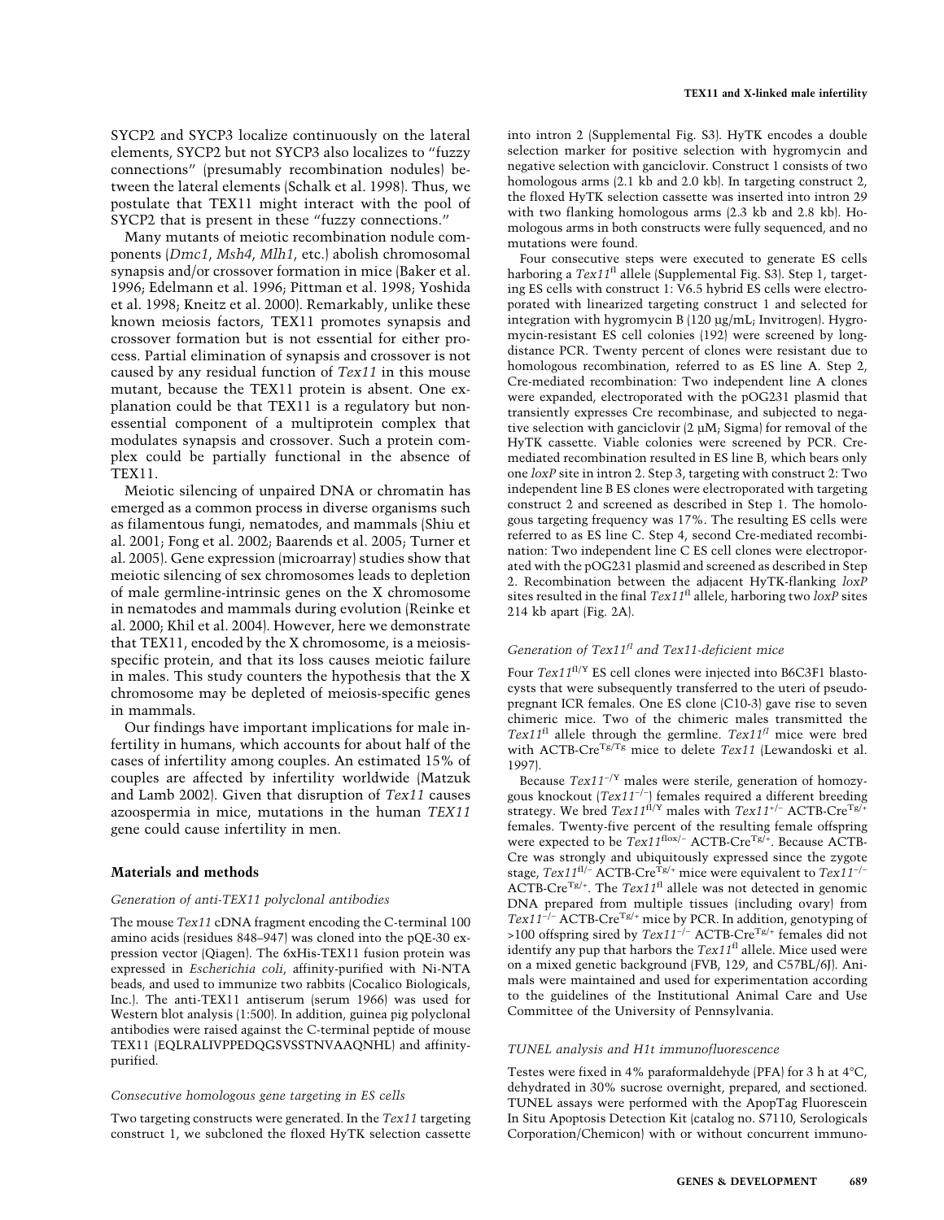SYCP2 and SYCP3 localize continuously on the lateral elements, SYCP2 but not SYCP3 also localizes to "fuzzy connections" (presumably recombination nodules) between the lateral elements (Schalk et al. 1998). Thus, we postulate that TEX11 might interact with the pool of SYCP2 that is present in these "fuzzy connections."

Many mutants of meiotic recombination nodule components (*Dmc1*, *Msh4*, *Mlh1*, etc.) abolish chromosomal synapsis and/or crossover formation in mice (Baker et al. 1996; Edelmann et al. 1996; Pittman et al. 1998; Yoshida et al. 1998; Kneitz et al. 2000). Remarkably, unlike these known meiosis factors, TEX11 promotes synapsis and crossover formation but is not essential for either process. Partial elimination of synapsis and crossover is not caused by any residual function of *Tex11* in this mouse mutant, because the TEX11 protein is absent. One explanation could be that TEX11 is a regulatory but nonessential component of a multiprotein complex that modulates synapsis and crossover. Such a protein complex could be partially functional in the absence of TEX11.

Meiotic silencing of unpaired DNA or chromatin has emerged as a common process in diverse organisms such as filamentous fungi, nematodes, and mammals (Shiu et al. 2001; Fong et al. 2002; Baarends et al. 2005; Turner et al. 2005). Gene expression (microarray) studies show that meiotic silencing of sex chromosomes leads to depletion of male germline-intrinsic genes on the X chromosome in nematodes and mammals during evolution (Reinke et al. 2000; Khil et al. 2004). However, here we demonstrate that TEX11, encoded by the X chromosome, is a meiosis-specific protein, and that its loss causes meiotic failure in males. This study counters the hypothesis that the X chromosome may be depleted of meiosis-specific genes in mammals.

Our findings have important implications for male infertility in humans, which accounts for about half of the cases of infertility among couples. An estimated 15% of couples are affected by infertility worldwide (Matzuk and Lamb 2002). Given that disruption of *Tex11* causes azoospermia in mice, mutations in the human *TEX11* gene could cause infertility in men.

## Materials and methods

### *Generation of anti-TEX11 polyclonal antibodies*

The mouse *Tex11* cDNA fragment encoding the C-terminal 100 amino acids (residues 848–947) was cloned into the pQE-30 expression vector (Qiagen). The 6xHis-TEX11 fusion protein was expressed in *Escherichia coli*, affinity-purified with Ni-NTA beads, and used to immunize two rabbits (Cocalico Biologicals, Inc.). The anti-TEX11 antiserum (serum 1966) was used for Western blot analysis (1:500). In addition, guinea pig polyclonal antibodies were raised against the C-terminal peptide of mouse TEX11 (EQLRALIVPPEDQGSVSSTNVAAQNHL) and affinity-purified.

### *Consecutive homologous gene targeting in ES cells*

Two targeting constructs were generated. In the *Tex11* targeting construct 1, we subcloned the floxed HyTK selection cassette into intron 2 (Supplemental Fig. S3). HyTK encodes a double selection marker for positive selection with hygromycin and negative selection with ganciclovir. Construct 1 consists of two homologous arms (2.1 kb and 2.0 kb). In targeting construct 2, the floxed HyTK selection cassette was inserted into intron 29 with two flanking homologous arms (2.3 kb and 2.8 kb). Homologous arms in both constructs were fully sequenced, and no mutations were found.

Four consecutive steps were executed to generate ES cells harboring a *Tex11*$^{fl}$ allele (Supplemental Fig. S3). Step 1, targeting ES cells with construct 1: V6.5 hybrid ES cells were electroporated with linearized targeting construct 1 and selected for integration with hygromycin B (120 µg/mL; Invitrogen). Hygromycin-resistant ES cell colonies (192) were screened by long-distance PCR. Twenty percent of clones were resistant due to homologous recombination, referred to as ES line A. Step 2, Cre-mediated recombination: Two independent line A clones were expanded, electroporated with the pOG231 plasmid that transiently expresses Cre recombinase, and subjected to negative selection with ganciclovir (2 µM; Sigma) for removal of the HyTK cassette. Viable colonies were screened by PCR. Cre-mediated recombination resulted in ES line B, which bears only one *loxP* site in intron 2. Step 3, targeting with construct 2: Two independent line B ES clones were electroporated with targeting construct 2 and screened as described in Step 1. The homologous targeting frequency was 17%. The resulting ES cells were referred to as ES line C. Step 4, second Cre-mediated recombination: Two independent line C ES cell clones were electroporated with the pOG231 plasmid and screened as described in Step 2. Recombination between the adjacent HyTK-flanking *loxP* sites resulted in the final *Tex11*$^{fl}$ allele, harboring two *loxP* sites 214 kb apart (Fig. 2A).

### *Generation of Tex11$^{fl}$ and Tex11-deficient mice*

Four *Tex11*$^{fl/Y}$ ES cell clones were injected into B6C3F1 blastocysts that were subsequently transferred to the uteri of pseudopregnant ICR females. One ES clone (C10-3) gave rise to seven chimeric mice. Two of the chimeric males transmitted the *Tex11*$^{fl}$ allele through the germline. *Tex11*$^{fl}$ mice were bred with ACTB-Cre$^{Tg/Tg}$ mice to delete *Tex11* (Lewandoski et al. 1997).

Because *Tex11*$^{-/Y}$ males were sterile, generation of homozygous knockout (*Tex11*$^{-/-}$) females required a different breeding strategy. We bred *Tex11*$^{fl/Y}$ males with *Tex11*$^{+/-}$ ACTB-Cre$^{Tg/+}$ females. Twenty-five percent of the resulting female offspring were expected to be *Tex11*$^{flox/-}$ ACTB-Cre$^{Tg/+}$. Because ACTB-Cre was strongly and ubiquitously expressed since the zygote stage, *Tex11*$^{fl/-}$ ACTB-Cre$^{Tg/+}$ mice were equivalent to *Tex11*$^{-/-}$ ACTB-Cre$^{Tg/+}$. The *Tex11*$^{fl}$ allele was not detected in genomic DNA prepared from multiple tissues (including ovary) from *Tex11*$^{-/-}$ ACTB-Cre$^{Tg/+}$ mice by PCR. In addition, genotyping of >100 offspring sired by *Tex11*$^{-/-}$ ACTB-Cre$^{Tg/+}$ females did not identify any pup that harbors the *Tex11*$^{fl}$ allele. Mice used were on a mixed genetic background (FVB, 129, and C57BL/6J). Animals were maintained and used for experimentation according to the guidelines of the Institutional Animal Care and Use Committee of the University of Pennsylvania.

### *TUNEL analysis and H1t immunofluorescence*

Testes were fixed in 4% paraformaldehyde (PFA) for 3 h at 4°C, dehydrated in 30% sucrose overnight, prepared, and sectioned. TUNEL assays were performed with the ApopTag Fluorescein In Situ Apoptosis Detection Kit (catalog no. S7110, Serologicals Corporation/Chemicon) with or without concurrent immuno-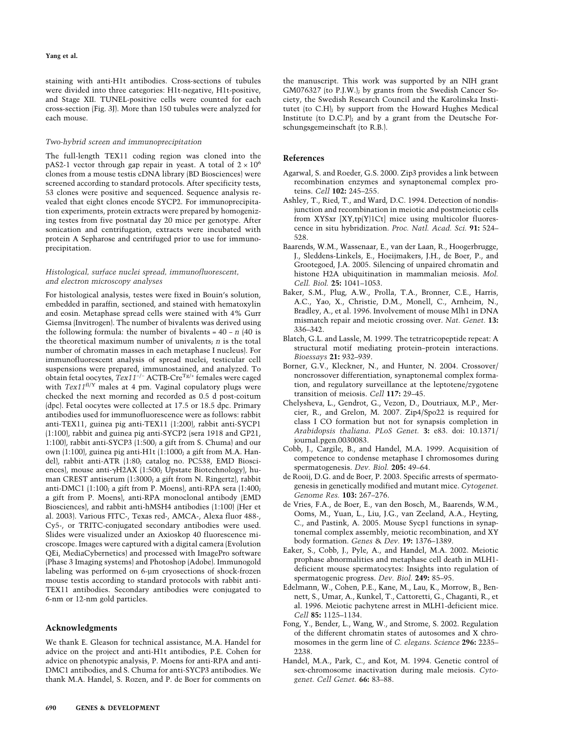staining with anti-H1t antibodies. Cross-sections of tubules were divided into three categories: H1t-negative, H1t-positive, and Stage XII. TUNEL-positive cells were counted for each cross-section (Fig. 3J). More than 150 tubules were analyzed for each mouse.

### *Two-hybrid screen and immunoprecipitation*

The full-length TEX11 coding region was cloned into the pAS2-1 vector through gap repair in yeast. A total of $2 \times 10^6$ clones from a mouse testis cDNA library (BD Biosciences) were screened according to standard protocols. After specificity tests, 53 clones were positive and sequenced. Sequence analysis revealed that eight clones encode SYCP2. For immunoprecipitation experiments, protein extracts were prepared by homogenizing testes from five postnatal day 20 mice per genotype. After sonication and centrifugation, extracts were incubated with protein A Sepharose and centrifuged prior to use for immunoprecipitation.

### *Histological, surface nuclei spread, immunofluorescent, and electron microscopy analyses*

For histological analysis, testes were fixed in Bouin's solution, embedded in paraffin, sectioned, and stained with hematoxylin and eosin. Metaphase spread cells were stained with 4% Gurr Giemsa (Invitrogen). The number of bivalents was derived using the following formula: the number of bivalents = 40 – $n$ (40 is the theoretical maximum number of univalents; $n$ is the total number of chromatin masses in each metaphase I nucleus). For immunofluorescent analysis of spread nuclei, testicular cell suspensions were prepared, immunostained, and analyzed. To obtain fetal oocytes, *Tex11*$^{-/-}$ ACTB-Cre$^{Tg/+}$ females were caged with *Tex11*$^{fl/Y}$ males at 4 pm. Vaginal copulatory plugs were checked the next morning and recorded as 0.5 d post-coitum (dpc). Fetal oocytes were collected at 17.5 or 18.5 dpc. Primary antibodies used for immunofluorescence were as follows: rabbit anti-TEX11, guinea pig anti-TEX11 (1:200), rabbit anti-SYCP1 (1:100), rabbit and guinea pig anti-SYCP2 (sera 1918 and GP21, 1:100), rabbit anti-SYCP3 (1:500; a gift from S. Chuma) and our own (1:100), guinea pig anti-H1t (1:1000; a gift from M.A. Handel), rabbit anti-ATR (1:80; catalog no. PC538, EMD Biosciences), mouse anti-γH2AX (1:500; Upstate Biotechnology), human CREST antiserum (1:3000; a gift from N. Ringertz), rabbit anti-DMC1 (1:100; a gift from P. Moens), anti-RPA sera (1:400; a gift from P. Moens), anti-RPA monoclonal antibody (EMD Biosciences), and rabbit anti-hMSH4 antibodies (1:100) (Her et al. 2003). Various FITC-, Texas red-, AMCA-, Alexa fluor 488-, Cy5-, or TRITC-conjugated secondary antibodies were used. Slides were visualized under an Axioskop 40 fluorescence microscope. Images were captured with a digital camera (Evolution QEi, MediaCybernetics) and processed with ImagePro software (Phase 3 Imaging systems) and Photoshop (Adobe). Immunogold labeling was performed on 6-µm cryosections of shock-frozen mouse testis according to standard protocols with rabbit anti-TEX11 antibodies. Secondary antibodies were conjugated to 6-nm or 12-nm gold particles.

## Acknowledgments

We thank E. Gleason for technical assistance, M.A. Handel for advice on the project and anti-H1t antibodies, P.E. Cohen for advice on phenotypic analysis, P. Moens for anti-RPA and anti-DMC1 antibodies, and S. Chuma for anti-SYCP3 antibodies. We thank M.A. Handel, S. Rozen, and P. de Boer for comments on the manuscript. This work was supported by an NIH grant GM076327 (to P.J.W.); by grants from the Swedish Cancer Society, the Swedish Research Council and the Karolinska Institutet (to C.H); by support from the Howard Hughes Medical Institute (to D.C.P); and by a grant from the Deutsche Forschungsgemeinschaft (to R.B.).

## References

Agarwal, S. and Roeder, G.S. 2000. Zip3 provides a link between recombination enzymes and synaptonemal complex proteins. *Cell* **102:** 245–255.

Ashley, T., Ried, T., and Ward, D.C. 1994. Detection of nondisjunction and recombination in meiotic and postmeiotic cells from XYSxr [XY,tp(Y)1Ct] mice using multicolor fluorescence in situ hybridization. *Proc. Natl. Acad. Sci.* **91:** 524–528.

Baarends, W.M., Wassenaar, E., van der Laan, R., Hoogerbrugge, J., Sleddens-Linkels, E., Hoeijmakers, J.H., de Boer, P., and Grootegoed, J.A. 2005. Silencing of unpaired chromatin and histone H2A ubiquitination in mammalian meiosis. *Mol. Cell. Biol.* **25:** 1041–1053.

Baker, S.M., Plug, A.W., Prolla, T.A., Bronner, C.E., Harris, A.C., Yao, X., Christie, D.M., Monell, C., Arnheim, N., Bradley, A., et al. 1996. Involvement of mouse Mlh1 in DNA mismatch repair and meiotic crossing over. *Nat. Genet.* **13:** 336–342.

Blatch, G.L. and Lassle, M. 1999. The tetratricopeptide repeat: A structural motif mediating protein–protein interactions. *Bioessays* **21:** 932–939.

Borner, G.V., Kleckner, N., and Hunter, N. 2004. Crossover/noncrossover differentiation, synaptonemal complex formation, and regulatory surveillance at the leptotene/zygotene transition of meiosis. *Cell* **117:** 29–45.

Chelysheva, L., Gendrot, G., Vezon, D., Doutriaux, M.P., Mercier, R., and Grelon, M. 2007. Zip4/Spo22 is required for class I CO formation but not for synapsis completion in *Arabidopsis thaliana*. *PLoS Genet.* **3:** e83. doi: 10.1371/journal.pgen.0030083.

Cobb, J., Cargile, B., and Handel, M.A. 1999. Acquisition of competence to condense metaphase I chromosomes during spermatogenesis. *Dev. Biol.* **205:** 49–64.

de Rooij, D.G. and de Boer, P. 2003. Specific arrests of spermatogenesis in genetically modified and mutant mice. *Cytogenet. Genome Res.* **103:** 267–276.

de Vries, F.A., de Boer, E., van den Bosch, M., Baarends, W.M., Ooms, M., Yuan, L., Liu, J.G., van Zeeland, A.A., Heyting, C., and Pastink, A. 2005. Mouse Sycp1 functions in synaptonemal complex assembly, meiotic recombination, and XY body formation. *Genes & Dev.* **19:** 1376–1389.

Eaker, S., Cobb, J., Pyle, A., and Handel, M.A. 2002. Meiotic prophase abnormalities and metaphase cell death in MLH1-deficient mouse spermatocytes: Insights into regulation of spermatogenic progress. *Dev. Biol.* **249:** 85–95.

Edelmann, W., Cohen, P.E., Kane, M., Lau, K., Morrow, B., Bennett, S., Umar, A., Kunkel, T., Cattoretti, G., Chaganti, R., et al. 1996. Meiotic pachytene arrest in MLH1-deficient mice. *Cell* **85:** 1125–1134.

Fong, Y., Bender, L., Wang, W., and Strome, S. 2002. Regulation of the different chromatin states of autosomes and X chromosomes in the germ line of *C. elegans*. *Science* **296:** 2235–2238.

Handel, M.A., Park, C., and Kot, M. 1994. Genetic control of sex-chromosome inactivation during male meiosis. *Cytogenet. Cell Genet.* **66:** 83–88.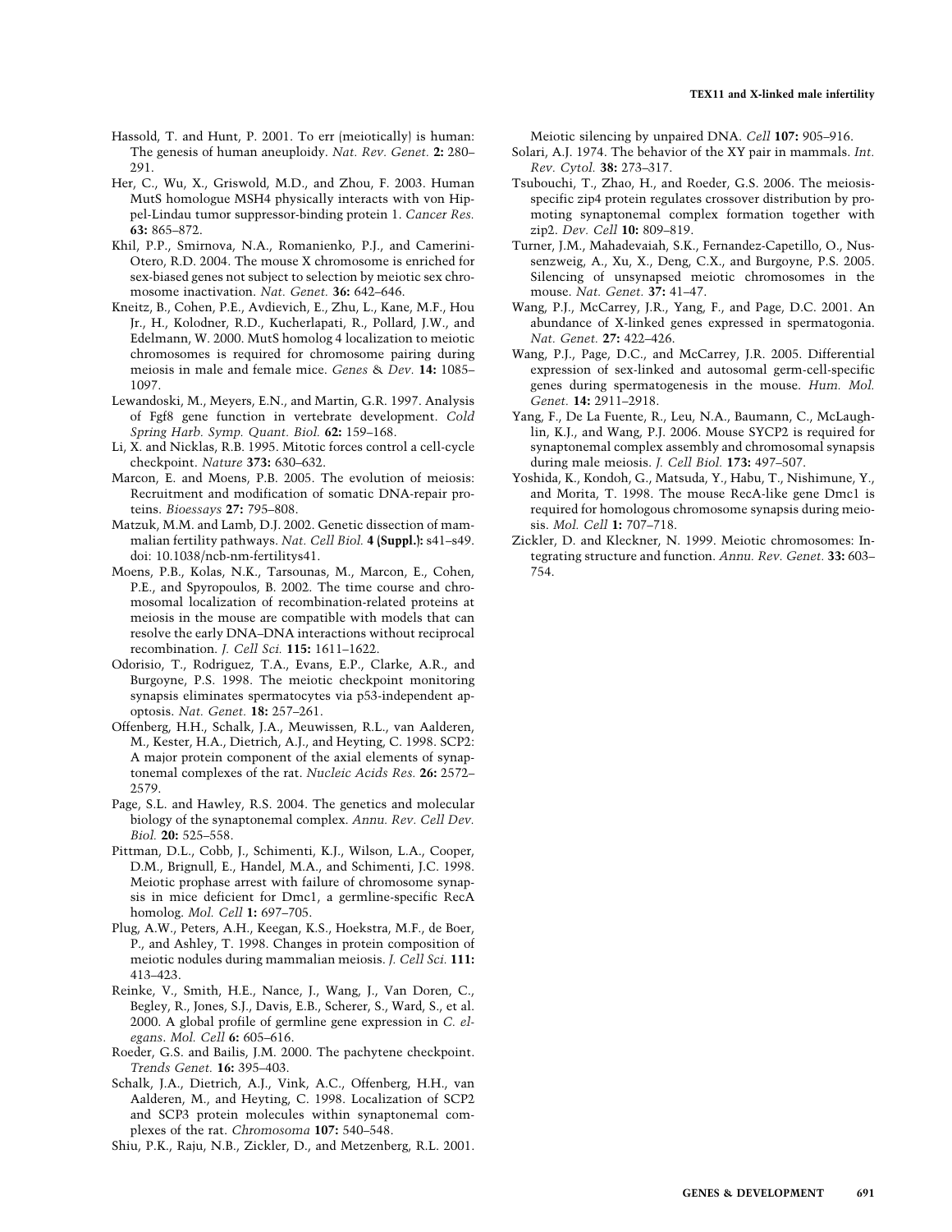Hassold, T. and Hunt, P. 2001. To err (meiotically) is human: The genesis of human aneuploidy. *Nat. Rev. Genet.* **2:** 280–291.

Her, C., Wu, X., Griswold, M.D., and Zhou, F. 2003. Human MutS homologue MSH4 physically interacts with von Hippel-Lindau tumor suppressor-binding protein 1. *Cancer Res.* **63:** 865–872.

Khil, P.P., Smirnova, N.A., Romanienko, P.J., and Camerini-Otero, R.D. 2004. The mouse X chromosome is enriched for sex-biased genes not subject to selection by meiotic sex chromosome inactivation. *Nat. Genet.* **36:** 642–646.

Kneitz, B., Cohen, P.E., Avdievich, E., Zhu, L., Kane, M.F., Hou Jr., H., Kolodner, R.D., Kucherlapati, R., Pollard, J.W., and Edelmann, W. 2000. MutS homolog 4 localization to meiotic chromosomes is required for chromosome pairing during meiosis in male and female mice. *Genes & Dev.* **14:** 1085–1097.

Lewandoski, M., Meyers, E.N., and Martin, G.R. 1997. Analysis of Fgf8 gene function in vertebrate development. *Cold Spring Harb. Symp. Quant. Biol.* **62:** 159–168.

Li, X. and Nicklas, R.B. 1995. Mitotic forces control a cell-cycle checkpoint. *Nature* **373:** 630–632.

Marcon, E. and Moens, P.B. 2005. The evolution of meiosis: Recruitment and modification of somatic DNA-repair proteins. *Bioessays* **27:** 795–808.

Matzuk, M.M. and Lamb, D.J. 2002. Genetic dissection of mammalian fertility pathways. *Nat. Cell Biol.* **4 (Suppl.):** s41–s49. doi: 10.1038/ncb-nm-fertilitys41.

Moens, P.B., Kolas, N.K., Tarsounas, M., Marcon, E., Cohen, P.E., and Spyropoulos, B. 2002. The time course and chromosomal localization of recombination-related proteins at meiosis in the mouse are compatible with models that can resolve the early DNA–DNA interactions without reciprocal recombination. *J. Cell Sci.* **115:** 1611–1622.

Odorisio, T., Rodriguez, T.A., Evans, E.P., Clarke, A.R., and Burgoyne, P.S. 1998. The meiotic checkpoint monitoring synapsis eliminates spermatocytes via p53-independent apoptosis. *Nat. Genet.* **18:** 257–261.

Offenberg, H.H., Schalk, J.A., Meuwissen, R.L., van Aalderen, M., Kester, H.A., Dietrich, A.J., and Heyting, C. 1998. SCP2: A major protein component of the axial elements of synaptonemal complexes of the rat. *Nucleic Acids Res.* **26:** 2572–2579.

Page, S.L. and Hawley, R.S. 2004. The genetics and molecular biology of the synaptonemal complex. *Annu. Rev. Cell Dev. Biol.* **20:** 525–558.

Pittman, D.L., Cobb, J., Schimenti, K.J., Wilson, L.A., Cooper, D.M., Brignull, E., Handel, M.A., and Schimenti, J.C. 1998. Meiotic prophase arrest with failure of chromosome synapsis in mice deficient for Dmc1, a germline-specific RecA homolog. *Mol. Cell* **1:** 697–705.

Plug, A.W., Peters, A.H., Keegan, K.S., Hoekstra, M.F., de Boer, P., and Ashley, T. 1998. Changes in protein composition of meiotic nodules during mammalian meiosis. *J. Cell Sci.* **111:** 413–423.

Reinke, V., Smith, H.E., Nance, J., Wang, J., Van Doren, C., Begley, R., Jones, S.J., Davis, E.B., Scherer, S., Ward, S., et al. 2000. A global profile of germline gene expression in *C. elegans*. *Mol. Cell* **6:** 605–616.

Roeder, G.S. and Bailis, J.M. 2000. The pachytene checkpoint. *Trends Genet.* **16:** 395–403.

Schalk, J.A., Dietrich, A.J., Vink, A.C., Offenberg, H.H., van Aalderen, M., and Heyting, C. 1998. Localization of SCP2 and SCP3 protein molecules within synaptonemal complexes of the rat. *Chromosoma* **107:** 540–548.

Shiu, P.K., Raju, N.B., Zickler, D., and Metzenberg, R.L. 2001. Meiotic silencing by unpaired DNA. *Cell* **107:** 905–916.

Solari, A.J. 1974. The behavior of the XY pair in mammals. *Int. Rev. Cytol.* **38:** 273–317.

Tsubouchi, T., Zhao, H., and Roeder, G.S. 2006. The meiosis-specific zip4 protein regulates crossover distribution by promoting synaptonemal complex formation together with zip2. *Dev. Cell* **10:** 809–819.

Turner, J.M., Mahadevaiah, S.K., Fernandez-Capetillo, O., Nussenzweig, A., Xu, X., Deng, C.X., and Burgoyne, P.S. 2005. Silencing of unsynapsed meiotic chromosomes in the mouse. *Nat. Genet.* **37:** 41–47.

Wang, P.J., McCarrey, J.R., Yang, F., and Page, D.C. 2001. An abundance of X-linked genes expressed in spermatogonia. *Nat. Genet.* **27:** 422–426.

Wang, P.J., Page, D.C., and McCarrey, J.R. 2005. Differential expression of sex-linked and autosomal germ-cell-specific genes during spermatogenesis in the mouse. *Hum. Mol. Genet.* **14:** 2911–2918.

Yang, F., De La Fuente, R., Leu, N.A., Baumann, C., McLaughlin, K.J., and Wang, P.J. 2006. Mouse SYCP2 is required for synaptonemal complex assembly and chromosomal synapsis during male meiosis. *J. Cell Biol.* **173:** 497–507.

Yoshida, K., Kondoh, G., Matsuda, Y., Habu, T., Nishimune, Y., and Morita, T. 1998. The mouse RecA-like gene Dmc1 is required for homologous chromosome synapsis during meiosis. *Mol. Cell* **1:** 707–718.

Zickler, D. and Kleckner, N. 1999. Meiotic chromosomes: Integrating structure and function. *Annu. Rev. Genet.* **33:** 603–754.